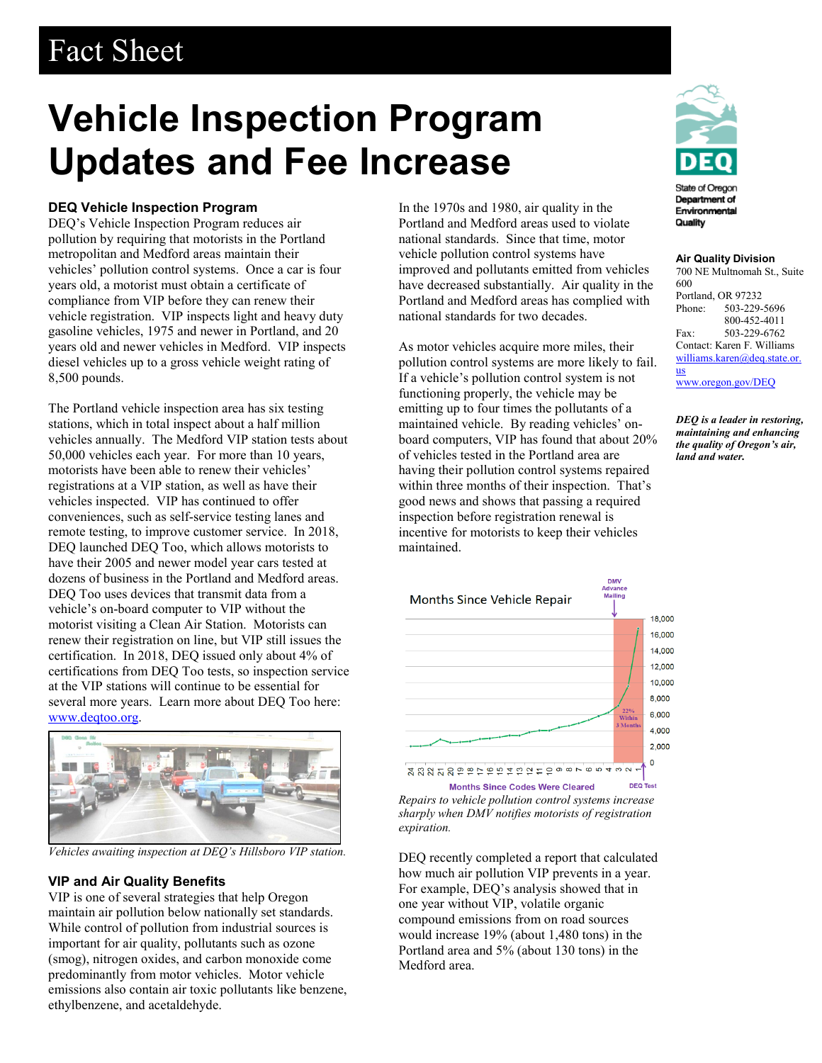# Fact Sheet

# Vehicle Inspection Program Updates and Fee Increase

State of Oregon Department of Environmental Quality

**Air Quality Division**
700 NE Multnomah St., Suite 600
Portland, OR 97232
Phone: 503-229-5696
800-452-4011
Fax: 503-229-6762
Contact: Karen F. Williams
williams.karen@deq.state.or.us
www.oregon.gov/DEQ

***DEQ is a leader in restoring, maintaining and enhancing the quality of Oregon's air, land and water.***

### DEQ Vehicle Inspection Program

DEQ's Vehicle Inspection Program reduces air pollution by requiring that motorists in the Portland metropolitan and Medford areas maintain their vehicles' pollution control systems. Once a car is four years old, a motorist must obtain a certificate of compliance from VIP before they can renew their vehicle registration. VIP inspects light and heavy duty gasoline vehicles, 1975 and newer in Portland, and 20 years old and newer vehicles in Medford. VIP inspects diesel vehicles up to a gross vehicle weight rating of 8,500 pounds.

The Portland vehicle inspection area has six testing stations, which in total inspect about a half million vehicles annually. The Medford VIP station tests about 50,000 vehicles each year. For more than 10 years, motorists have been able to renew their vehicles' registrations at a VIP station, as well as have their vehicles inspected. VIP has continued to offer conveniences, such as self-service testing lanes and remote testing, to improve customer service. In 2018, DEQ launched DEQ Too, which allows motorists to have their 2005 and newer model year cars tested at dozens of business in the Portland and Medford areas. DEQ Too uses devices that transmit data from a vehicle's on-board computer to VIP without the motorist visiting a Clean Air Station. Motorists can renew their registration on line, but VIP still issues the certification. In 2018, DEQ issued only about 4% of certifications from DEQ Too tests, so inspection service at the VIP stations will continue to be essential for several more years. Learn more about DEQ Too here: www.deqtoo.org.

*Vehicles awaiting inspection at DEQ's Hillsboro VIP station.*

### VIP and Air Quality Benefits

VIP is one of several strategies that help Oregon maintain air pollution below nationally set standards. While control of pollution from industrial sources is important for air quality, pollutants such as ozone (smog), nitrogen oxides, and carbon monoxide come predominantly from motor vehicles. Motor vehicle emissions also contain air toxic pollutants like benzene, ethylbenzene, and acetaldehyde.

In the 1970s and 1980, air quality in the Portland and Medford areas used to violate national standards. Since that time, motor vehicle pollution control systems have improved and pollutants emitted from vehicles have decreased substantially. Air quality in the Portland and Medford areas has complied with national standards for two decades.

As motor vehicles acquire more miles, their pollution control systems are more likely to fail. If a vehicle's pollution control system is not functioning properly, the vehicle may be emitting up to four times the pollutants of a maintained vehicle. By reading vehicles' on-board computers, VIP has found that about 20% of vehicles tested in the Portland area are having their pollution control systems repaired within three months of their inspection. That's good news and shows that passing a required inspection before registration renewal is incentive for motorists to keep their vehicles maintained.

*Repairs to vehicle pollution control systems increase sharply when DMV notifies motorists of registration expiration.*

DEQ recently completed a report that calculated how much air pollution VIP prevents in a year. For example, DEQ's analysis showed that in one year without VIP, volatile organic compound emissions from on road sources would increase 19% (about 1,480 tons) in the Portland area and 5% (about 130 tons) in the Medford area.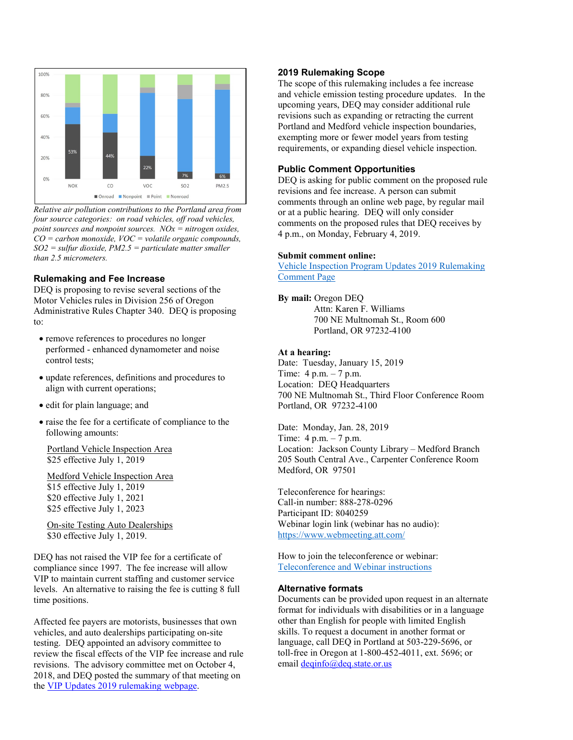100%
80%
60%
40%
20%
0%

53%
44%
22%
7%
6%

NOX CO VOC SO2 PM2.5

■ Onroad ■ Nonpoint ■ Point ■ Nonroad

*Relative air pollution contributions to the Portland area from four source categories: on road vehicles, off road vehicles, point sources and nonpoint sources. NOx = nitrogen oxides, CO = carbon monoxide, VOC = volatile organic compounds, SO2 = sulfur dioxide, PM2.5 = particulate matter smaller than 2.5 micrometers.*

## Rulemaking and Fee Increase

DEQ is proposing to revise several sections of the Motor Vehicles rules in Division 256 of Oregon Administrative Rules Chapter 340. DEQ is proposing to:

- remove references to procedures no longer performed - enhanced dynamometer and noise control tests;
- update references, definitions and procedures to align with current operations;
- edit for plain language; and
- raise the fee for a certificate of compliance to the following amounts:

  Portland Vehicle Inspection Area
  $25 effective July 1, 2019

  Medford Vehicle Inspection Area
  $15 effective July 1, 2019
  $20 effective July 1, 2021
  $25 effective July 1, 2023

  On-site Testing Auto Dealerships
  $30 effective July 1, 2019.

DEQ has not raised the VIP fee for a certificate of compliance since 1997. The fee increase will allow VIP to maintain current staffing and customer service levels. An alternative to raising the fee is cutting 8 full time positions.

Affected fee payers are motorists, businesses that own vehicles, and auto dealerships participating on-site testing. DEQ appointed an advisory committee to review the fiscal effects of the VIP fee increase and rule revisions. The advisory committee met on October 4, 2018, and DEQ posted the summary of that meeting on the VIP Updates 2019 rulemaking webpage.

## 2019 Rulemaking Scope

The scope of this rulemaking includes a fee increase and vehicle emission testing procedure updates. In the upcoming years, DEQ may consider additional rule revisions such as expanding or retracting the current Portland and Medford vehicle inspection boundaries, exempting more or fewer model years from testing requirements, or expanding diesel vehicle inspection.

## Public Comment Opportunities

DEQ is asking for public comment on the proposed rule revisions and fee increase. A person can submit comments through an online web page, by regular mail or at a public hearing. DEQ will only consider comments on the proposed rules that DEQ receives by 4 p.m., on Monday, February 4, 2019.

**Submit comment online:**
Vehicle Inspection Program Updates 2019 Rulemaking Comment Page

**By mail:** Oregon DEQ
Attn: Karen F. Williams
700 NE Multnomah St., Room 600
Portland, OR 97232-4100

**At a hearing:**
Date: Tuesday, January 15, 2019
Time: 4 p.m. – 7 p.m.
Location: DEQ Headquarters
700 NE Multnomah St., Third Floor Conference Room
Portland, OR 97232-4100

Date: Monday, Jan. 28, 2019
Time: 4 p.m. – 7 p.m.
Location: Jackson County Library – Medford Branch
205 South Central Ave., Carpenter Conference Room
Medford, OR 97501

Teleconference for hearings:
Call-in number: 888-278-0296
Participant ID: 8040259
Webinar login link (webinar has no audio):
https://www.webmeeting.att.com/

How to join the teleconference or webinar:
Teleconference and Webinar instructions

## Alternative formats

Documents can be provided upon request in an alternate format for individuals with disabilities or in a language other than English for people with limited English skills. To request a document in another format or language, call DEQ in Portland at 503-229-5696, or toll-free in Oregon at 1-800-452-4011, ext. 5696; or email deqinfo@deq.state.or.us